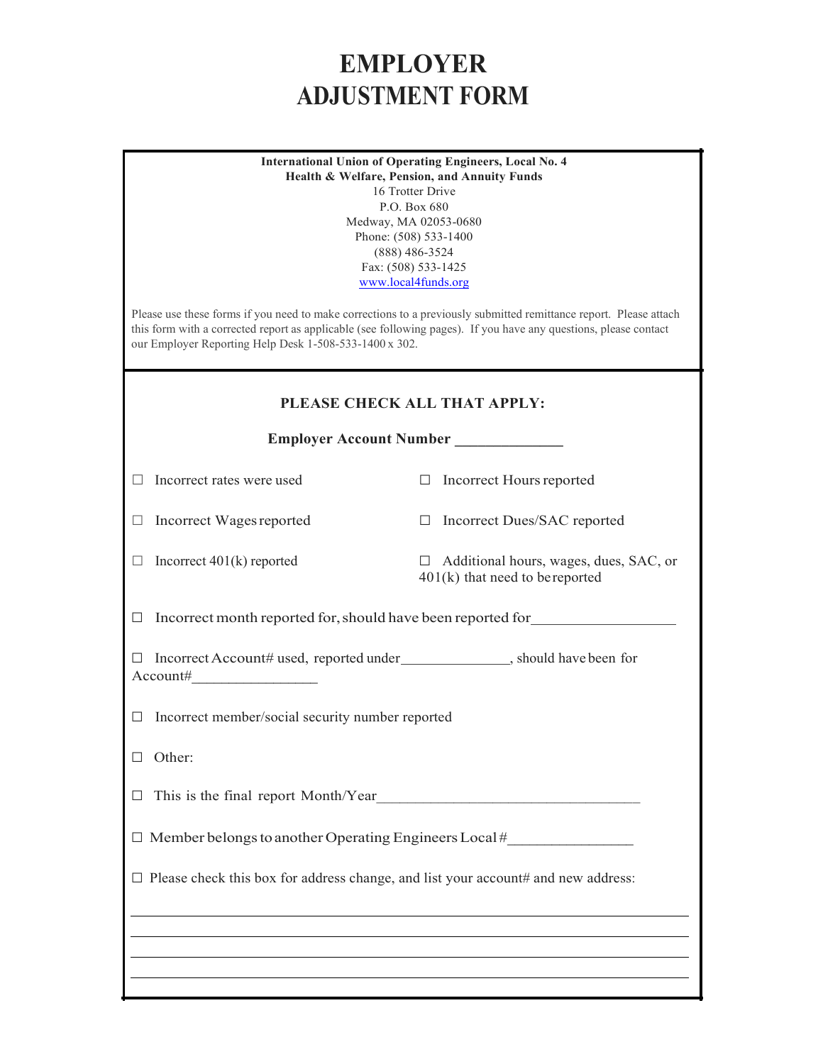# EMPLOYER ADJUSTMENT FORM

**International Union of Operating Engineers, Local No. 4**
**Health & Welfare, Pension, and Annuity Funds**
16 Trotter Drive
P.O. Box 680
Medway, MA 02053-0680
Phone: (508) 533-1400
(888) 486-3524
Fax: (508) 533-1425
www.local4funds.org

Please use these forms if you need to make corrections to a previously submitted remittance report. Please attach this form with a corrected report as applicable (see following pages). If you have any questions, please contact our Employer Reporting Help Desk 1-508-533-1400 x 302.

**PLEASE CHECK ALL THAT APPLY:**

**Employer Account Number \_\_\_\_\_\_\_\_\_\_\_\_\_\_**

☐ Incorrect rates were used

☐ Incorrect Hours reported

☐ Incorrect Wages reported

☐ Incorrect Dues/SAC reported

☐ Incorrect 401(k) reported

☐ Additional hours, wages, dues, SAC, or 401(k) that need to be reported

☐ Incorrect month reported for, should have been reported for\_\_\_\_\_\_\_\_\_\_\_\_\_\_\_\_\_\_\_

☐ Incorrect Account# used, reported under\_\_\_\_\_\_\_\_\_\_\_\_\_\_\_, should have been for Account#\_\_\_\_\_\_\_\_\_\_\_\_\_\_\_\_\_

☐ Incorrect member/social security number reported

☐ Other:

☐ This is the final report Month/Year\_\_\_\_\_\_\_\_\_\_\_\_\_\_\_\_\_\_\_\_\_\_\_\_\_\_\_\_\_\_\_\_\_\_\_\_\_

☐ Member belongs to another Operating Engineers Local #\_\_\_\_\_\_\_\_\_\_\_\_\_\_\_\_

☐ Please check this box for address change, and list your account# and new address:

\_\_\_\_\_\_\_\_\_\_\_\_\_\_\_\_\_\_\_\_\_\_\_\_\_\_\_\_\_\_\_\_\_\_\_\_\_\_\_\_\_\_\_\_\_\_\_\_\_\_\_\_\_\_\_\_\_\_\_\_\_\_\_\_\_\_\_\_\_\_\_\_\_\_\_\_

\_\_\_\_\_\_\_\_\_\_\_\_\_\_\_\_\_\_\_\_\_\_\_\_\_\_\_\_\_\_\_\_\_\_\_\_\_\_\_\_\_\_\_\_\_\_\_\_\_\_\_\_\_\_\_\_\_\_\_\_\_\_\_\_\_\_\_\_\_\_\_\_\_\_\_\_

\_\_\_\_\_\_\_\_\_\_\_\_\_\_\_\_\_\_\_\_\_\_\_\_\_\_\_\_\_\_\_\_\_\_\_\_\_\_\_\_\_\_\_\_\_\_\_\_\_\_\_\_\_\_\_\_\_\_\_\_\_\_\_\_\_\_\_\_\_\_\_\_\_\_\_\_

\_\_\_\_\_\_\_\_\_\_\_\_\_\_\_\_\_\_\_\_\_\_\_\_\_\_\_\_\_\_\_\_\_\_\_\_\_\_\_\_\_\_\_\_\_\_\_\_\_\_\_\_\_\_\_\_\_\_\_\_\_\_\_\_\_\_\_\_\_\_\_\_\_\_\_\_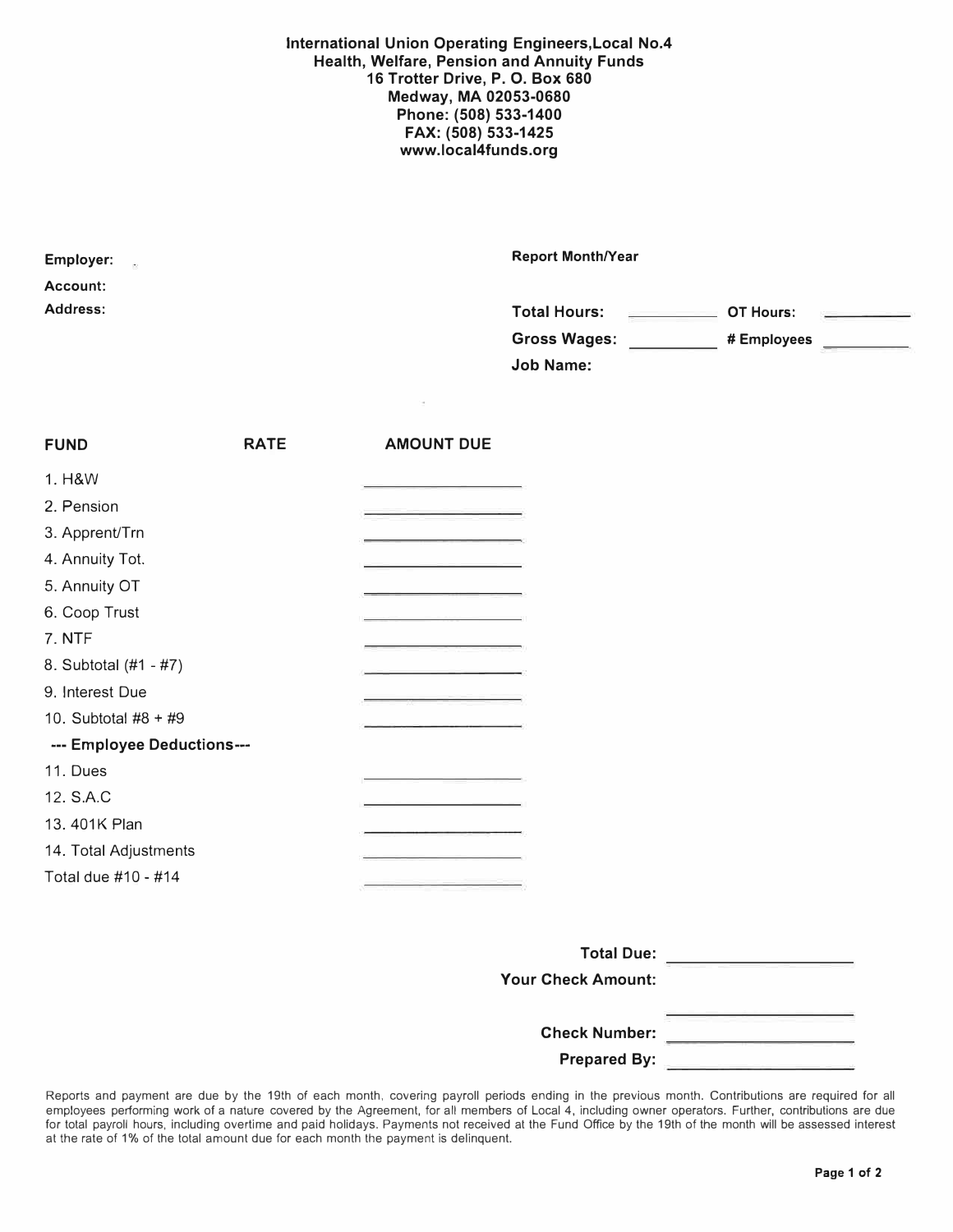**International Union Operating Engineers,Local No.4**
**Health, Welfare, Pension and Annuity Funds**
**16 Trotter Drive, P. O. Box 680**
**Medway, MA 02053-0680**
**Phone: (508) 533-1400**
**FAX: (508) 533-1425**
**www.local4funds.org**

**Employer:**

**Account:**

**Address:**

**Report Month/Year**

**Total Hours:** __________ **OT Hours:** __________

**Gross Wages:** __________ **# Employees** __________

**Job Name:**

| FUND | RATE | AMOUNT DUE |
|---|---|---|
| 1. H&W | | __________ |
| 2. Pension | | __________ |
| 3. Apprent/Trn | | __________ |
| 4. Annuity Tot. | | __________ |
| 5. Annuity OT | | __________ |
| 6. Coop Trust | | __________ |
| 7. NTF | | __________ |
| 8. Subtotal (#1 - #7) | | __________ |
| 9. Interest Due | | __________ |
| 10. Subtotal #8 + #9 | | __________ |
| **--- Employee Deductions---** | | |
| 11. Dues | | __________ |
| 12. S.A.C | | __________ |
| 13. 401K Plan | | __________ |
| 14. Total Adjustments | | __________ |
| Total due #10 - #14 | | __________ |

**Total Due:** __________

**Your Check Amount:** __________

**Check Number:** __________

**Prepared By:** __________

Reports and payment are due by the 19th of each month, covering payroll periods ending in the previous month. Contributions are required for all employees performing work of a nature covered by the Agreement, for all members of Local 4, including owner operators. Further, contributions are due for total payroll hours, including overtime and paid holidays. Payments not received at the Fund Office by the 19th of the month will be assessed interest at the rate of 1% of the total amount due for each month the payment is delinquent.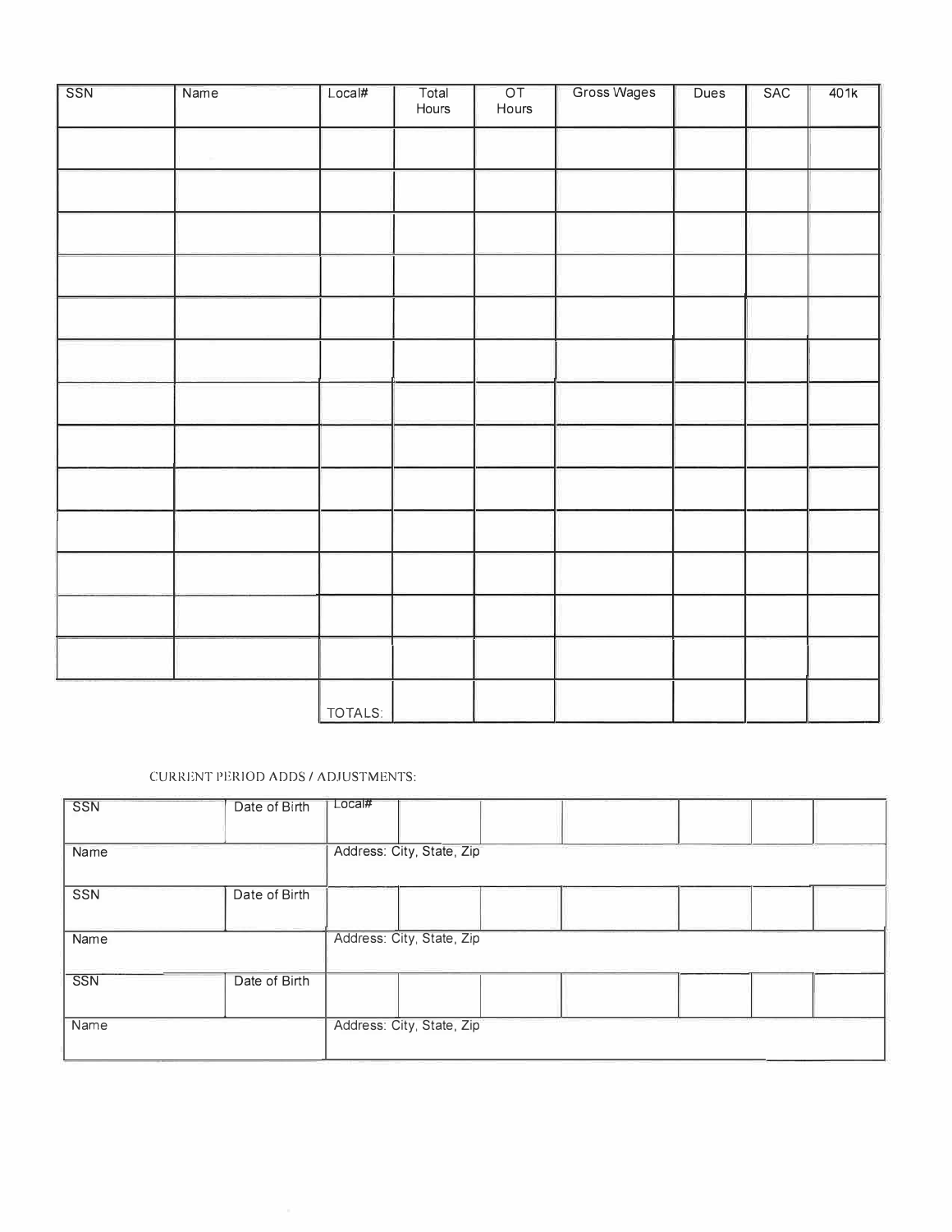| SSN | Name | Local# | Total Hours | OT Hours | Gross Wages | Dues | SAC | 401k |
|---|---|---|---|---|---|---|---|---|
| | | | | | | | | |
| | | | | | | | | |
| | | | | | | | | |
| | | | | | | | | |
| | | | | | | | | |
| | | | | | | | | |
| | | | | | | | | |
| | | | | | | | | |
| | | | | | | | | |
| | | | | | | | | |
| | | | | | | | | |
| | | | | | | | | |
| | | | | | | | | |
| | | TOTALS: | | | | | | |

CURRENT PERIOD ADDS / ADJUSTMENTS:

| | | | | | | | | |
|---|---|---|---|---|---|---|---|---|
| SSN | Date of Birth | Local# | | | | | | |
| Name | | Address: City, State, Zip | | | | | | |
| SSN | Date of Birth | | | | | | | |
| Name | | Address: City, State, Zip | | | | | | |
| SSN | Date of Birth | | | | | | | |
| Name | | Address: City, State, Zip | | | | | | |